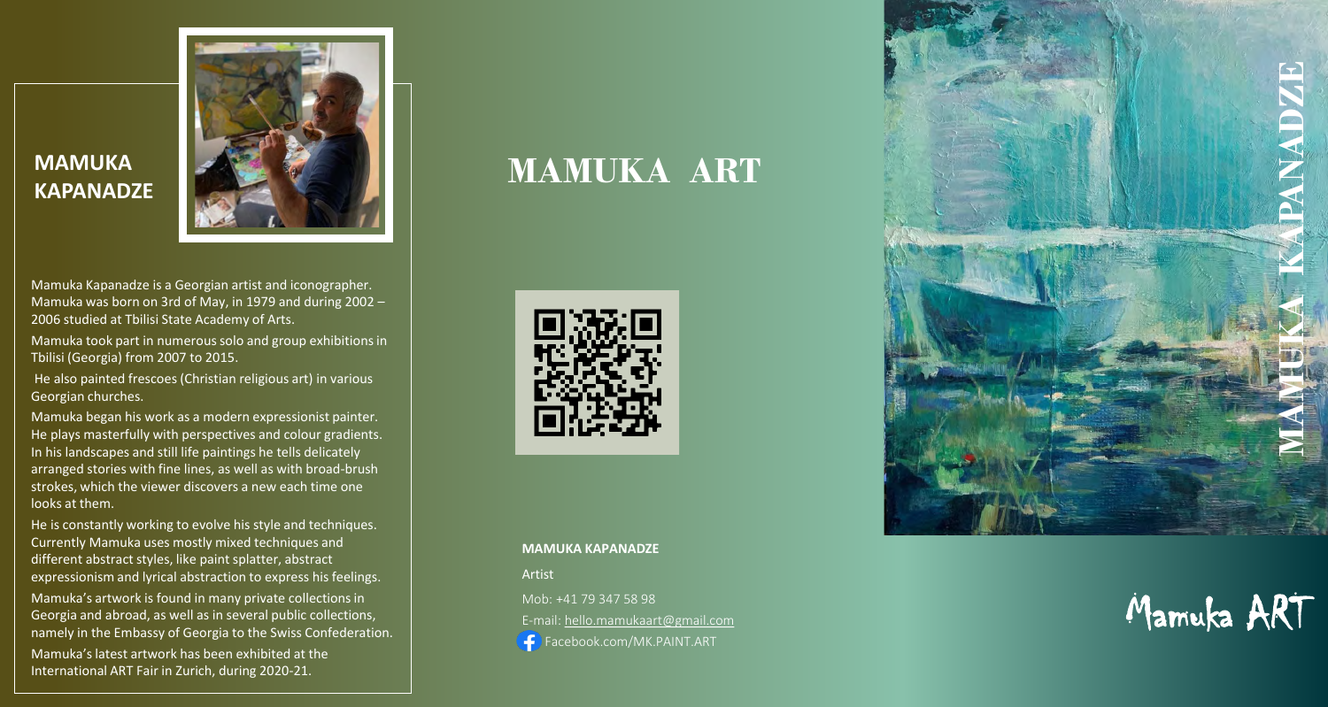## MAMUKA KAPANADZE

Mamuka Kapanadze is a Georgian artist and iconographer. Mamuka was born on 3rd of May, in 1979 and during 2002 – 2006 studied at Tbilisi State Academy of Arts.

Mamuka took part in numerous solo and group exhibitions in Tbilisi (Georgia) from 2007 to 2015.

He also painted frescoes (Christian religious art) in various Georgian churches.

Mamuka began his work as a modern expressionist painter. He plays masterfully with perspectives and colour gradients. In his landscapes and still life paintings he tells delicately arranged stories with fine lines, as well as with broad-brush strokes, which the viewer discovers a new each time one looks at them.

He is constantly working to evolve his style and techniques. Currently Mamuka uses mostly mixed techniques and different abstract styles, like paint splatter, abstract expressionism and lyrical abstraction to express his feelings.

Mamuka's artwork is found in many private collections in Georgia and abroad, as well as in several public collections, namely in the Embassy of Georgia to the Swiss Confederation.

Mamuka's latest artwork has been exhibited at the International ART Fair in Zurich, during 2020-21.

# MAMUKA ART

**MAMUKA KAPANADZE**

Artist

Mob: +41 79 347 58 98

E-mail: hello.mamukaart@gmail.com

Facebook.com/MK.PAINT.ART

MAMUKA KAPANADZE

Mamuka ART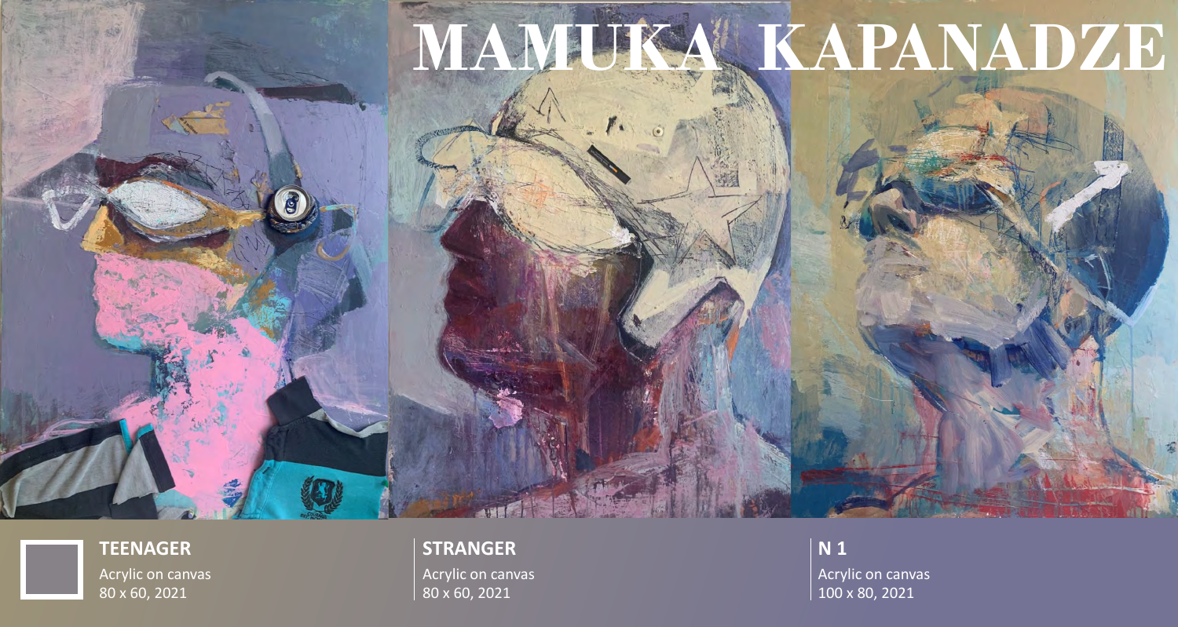# MAMUKA KAPANADZE

**TEENAGER**
Acrylic on canvas
80 x 60, 2021

**STRANGER**
Acrylic on canvas
80 x 60, 2021

**N 1**
Acrylic on canvas
100 x 80, 2021